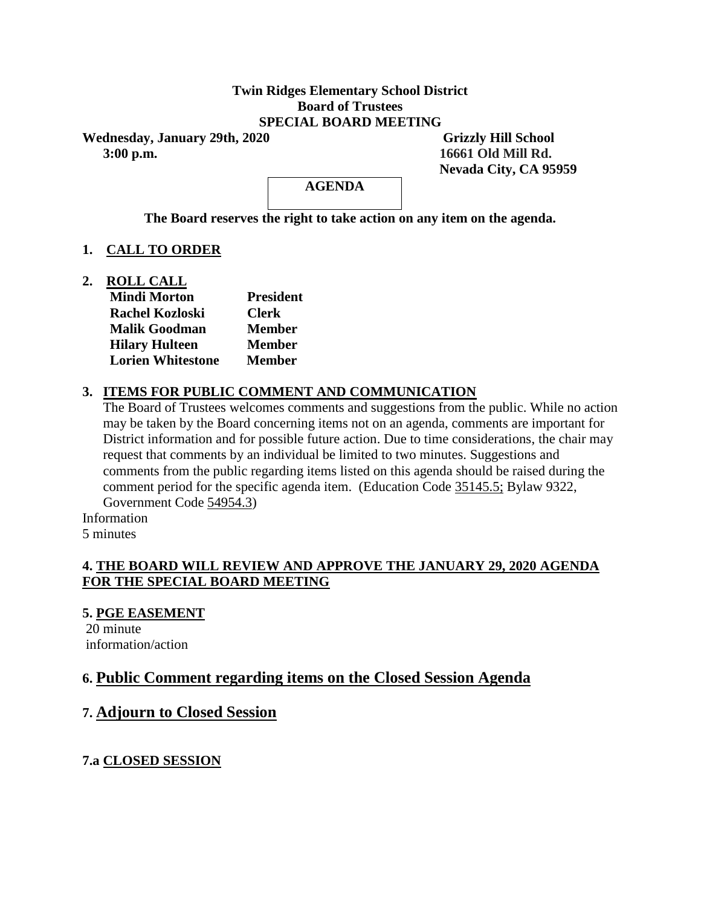**Twin Ridges Elementary School District**
**Board of Trustees**
**SPECIAL BOARD MEETING**

**Wednesday, January 29th, 2020**
**3:00 p.m.**

**Grizzly Hill School**
**16661 Old Mill Rd.**
**Nevada City, CA 95959**

**AGENDA**

**The Board reserves the right to take action on any item on the agenda.**

**1. CALL TO ORDER**

**2. ROLL CALL**

| | |
|---|---|
| **Mindi Morton** | **President** |
| **Rachel Kozloski** | **Clerk** |
| **Malik Goodman** | **Member** |
| **Hilary Hulteen** | **Member** |
| **Lorien Whitestone** | **Member** |

**3. ITEMS FOR PUBLIC COMMENT AND COMMUNICATION**

The Board of Trustees welcomes comments and suggestions from the public. While no action may be taken by the Board concerning items not on an agenda, comments are important for District information and for possible future action. Due to time considerations, the chair may request that comments by an individual be limited to two minutes. Suggestions and comments from the public regarding items listed on this agenda should be raised during the comment period for the specific agenda item. (Education Code 35145.5; Bylaw 9322, Government Code 54954.3)

Information
5 minutes

**4. THE BOARD WILL REVIEW AND APPROVE THE JANUARY 29, 2020 AGENDA FOR THE SPECIAL BOARD MEETING**

**5. PGE EASEMENT**

20 minute
information/action

## 6. Public Comment regarding items on the Closed Session Agenda

## 7. Adjourn to Closed Session

**7.a CLOSED SESSION**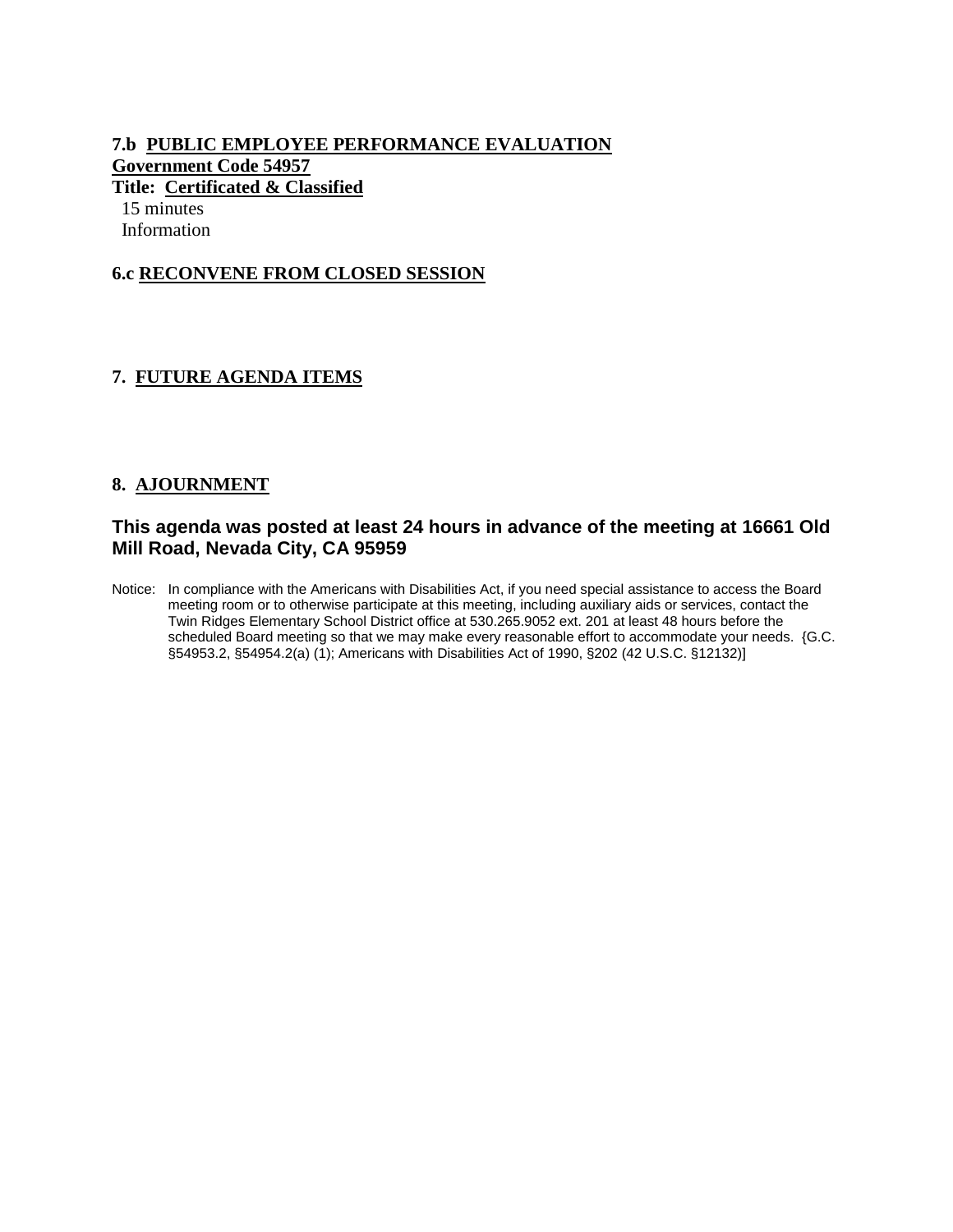**7.b <u>PUBLIC EMPLOYEE PERFORMANCE EVALUATION</u>**
**<u>Government Code 54957</u>**
**Title: <u>Certificated & Classified</u>**
15 minutes
Information

**6.c <u>RECONVENE FROM CLOSED SESSION</u>**

**7. <u>FUTURE AGENDA ITEMS</u>**

**8. <u>AJOURNMENT</u>**

**This agenda was posted at least 24 hours in advance of the meeting at 16661 Old Mill Road, Nevada City, CA 95959**

Notice: In compliance with the Americans with Disabilities Act, if you need special assistance to access the Board meeting room or to otherwise participate at this meeting, including auxiliary aids or services, contact the Twin Ridges Elementary School District office at 530.265.9052 ext. 201 at least 48 hours before the scheduled Board meeting so that we may make every reasonable effort to accommodate your needs. {G.C. §54953.2, §54954.2(a) (1); Americans with Disabilities Act of 1990, §202 (42 U.S.C. §12132)]